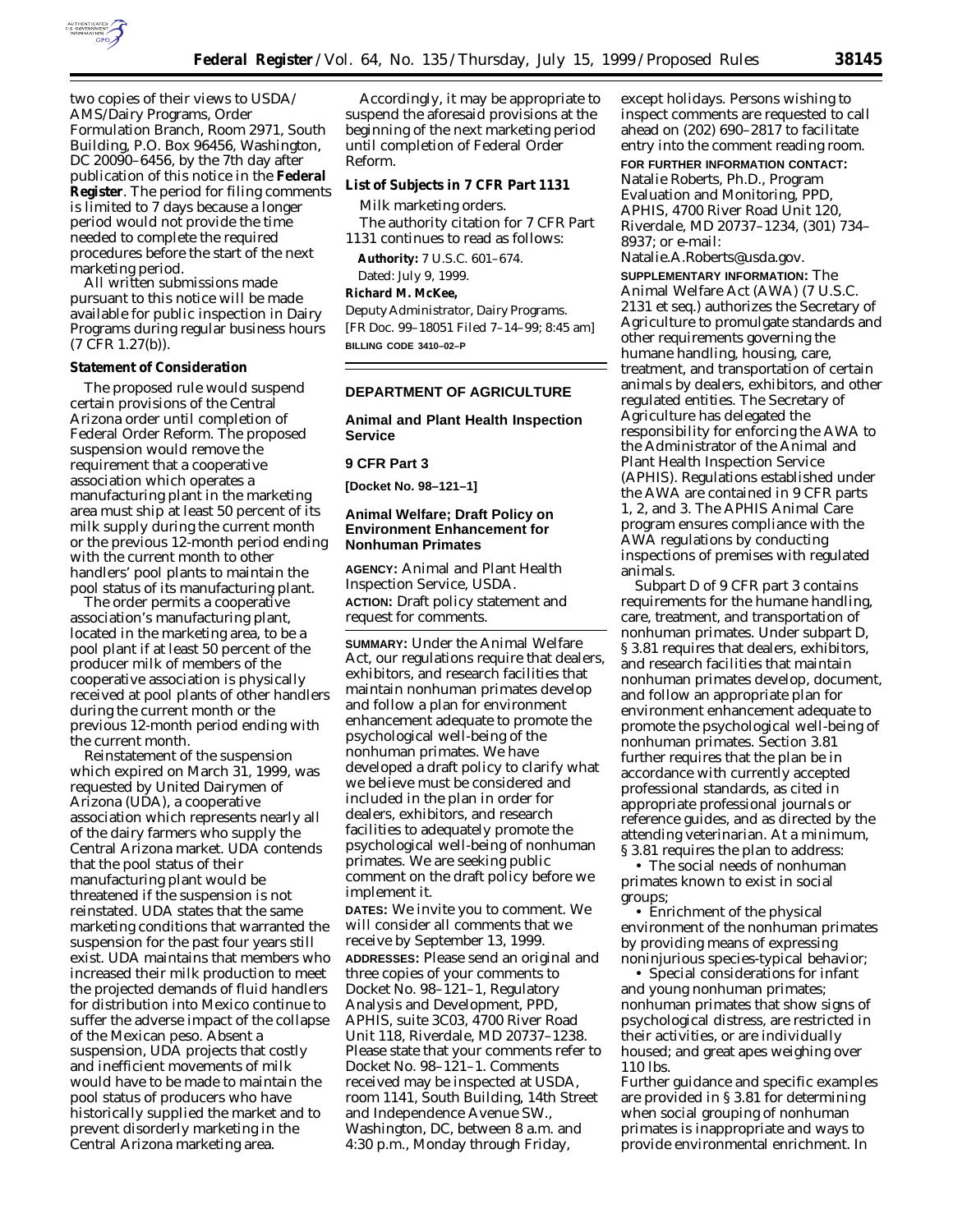two copies of their views to USDA/AMS/Dairy Programs, Order Formulation Branch, Room 2971, South Building, P.O. Box 96456, Washington, DC 20090–6456, by the 7th day after publication of this notice in the **Federal Register**. The period for filing comments is limited to 7 days because a longer period would not provide the time needed to complete the required procedures before the start of the next marketing period.

All written submissions made pursuant to this notice will be made available for public inspection in Dairy Programs during regular business hours (7 CFR 1.27(b)).

**Statement of Consideration**

The proposed rule would suspend certain provisions of the Central Arizona order until completion of Federal Order Reform. The proposed suspension would remove the requirement that a cooperative association which operates a manufacturing plant in the marketing area must ship at least 50 percent of its milk supply during the current month or the previous 12-month period ending with the current month to other handlers' pool plants to maintain the pool status of its manufacturing plant.

The order permits a cooperative association's manufacturing plant, located in the marketing area, to be a pool plant if at least 50 percent of the producer milk of members of the cooperative association is physically received at pool plants of other handlers during the current month or the previous 12-month period ending with the current month.

Reinstatement of the suspension which expired on March 31, 1999, was requested by United Dairymen of Arizona (UDA), a cooperative association which represents nearly all of the dairy farmers who supply the Central Arizona market. UDA contends that the pool status of their manufacturing plant would be threatened if the suspension is not reinstated. UDA states that the same marketing conditions that warranted the suspension for the past four years still exist. UDA maintains that members who increased their milk production to meet the projected demands of fluid handlers for distribution into Mexico continue to suffer the adverse impact of the collapse of the Mexican peso. Absent a suspension, UDA projects that costly and inefficient movements of milk would have to be made to maintain the pool status of producers who have historically supplied the market and to prevent disorderly marketing in the Central Arizona marketing area.

Accordingly, it may be appropriate to suspend the aforesaid provisions at the beginning of the next marketing period until completion of Federal Order Reform.

**List of Subjects in 7 CFR Part 1131**

Milk marketing orders.

The authority citation for 7 CFR Part 1131 continues to read as follows:

**Authority:** 7 U.S.C. 601–674.

Dated: July 9, 1999.

**Richard M. McKee,**

*Deputy Administrator, Dairy Programs.*

[FR Doc. 99–18051 Filed 7–14–99; 8:45 am]

**BILLING CODE 3410–02–P**

---

**DEPARTMENT OF AGRICULTURE**

**Animal and Plant Health Inspection Service**

**9 CFR Part 3**

**[Docket No. 98–121–1]**

**Animal Welfare; Draft Policy on Environment Enhancement for Nonhuman Primates**

**AGENCY:** Animal and Plant Health Inspection Service, USDA.

**ACTION:** Draft policy statement and request for comments.

**SUMMARY:** Under the Animal Welfare Act, our regulations require that dealers, exhibitors, and research facilities that maintain nonhuman primates develop and follow a plan for environment enhancement adequate to promote the psychological well-being of the nonhuman primates. We have developed a draft policy to clarify what we believe must be considered and included in the plan in order for dealers, exhibitors, and research facilities to adequately promote the psychological well-being of nonhuman primates. We are seeking public comment on the draft policy before we implement it.

**DATES:** We invite you to comment. We will consider all comments that we receive by September 13, 1999.

**ADDRESSES:** Please send an original and three copies of your comments to Docket No. 98–121–1, Regulatory Analysis and Development, PPD, APHIS, suite 3C03, 4700 River Road Unit 118, Riverdale, MD 20737–1238. Please state that your comments refer to Docket No. 98–121–1. Comments received may be inspected at USDA, room 1141, South Building, 14th Street and Independence Avenue SW., Washington, DC, between 8 a.m. and 4:30 p.m., Monday through Friday, except holidays. Persons wishing to inspect comments are requested to call ahead on (202) 690–2817 to facilitate entry into the comment reading room.

**FOR FURTHER INFORMATION CONTACT:** Natalie Roberts, Ph.D., Program Evaluation and Monitoring, PPD, APHIS, 4700 River Road Unit 120, Riverdale, MD 20737–1234, (301) 734–8937; or e-mail: Natalie.A.Roberts@usda.gov.

**SUPPLEMENTARY INFORMATION:** The Animal Welfare Act (AWA) (7 U.S.C. 2131 et seq.) authorizes the Secretary of Agriculture to promulgate standards and other requirements governing the humane handling, housing, care, treatment, and transportation of certain animals by dealers, exhibitors, and other regulated entities. The Secretary of Agriculture has delegated the responsibility for enforcing the AWA to the Administrator of the Animal and Plant Health Inspection Service (APHIS). Regulations established under the AWA are contained in 9 CFR parts 1, 2, and 3. The APHIS Animal Care program ensures compliance with the AWA regulations by conducting inspections of premises with regulated animals.

Subpart D of 9 CFR part 3 contains requirements for the humane handling, care, treatment, and transportation of nonhuman primates. Under subpart D, § 3.81 requires that dealers, exhibitors, and research facilities that maintain nonhuman primates develop, document, and follow an appropriate plan for environment enhancement adequate to promote the psychological well-being of nonhuman primates. Section 3.81 further requires that the plan be in accordance with currently accepted professional standards, as cited in appropriate professional journals or reference guides, and as directed by the attending veterinarian. At a minimum, § 3.81 requires the plan to address:

- The social needs of nonhuman primates known to exist in social groups;
- Enrichment of the physical environment of the nonhuman primates by providing means of expressing noninjurious species-typical behavior;
- Special considerations for infant and young nonhuman primates; nonhuman primates that show signs of psychological distress, are restricted in their activities, or are individually housed; and great apes weighing over 110 lbs.

Further guidance and specific examples are provided in § 3.81 for determining when social grouping of nonhuman primates is inappropriate and ways to provide environmental enrichment. In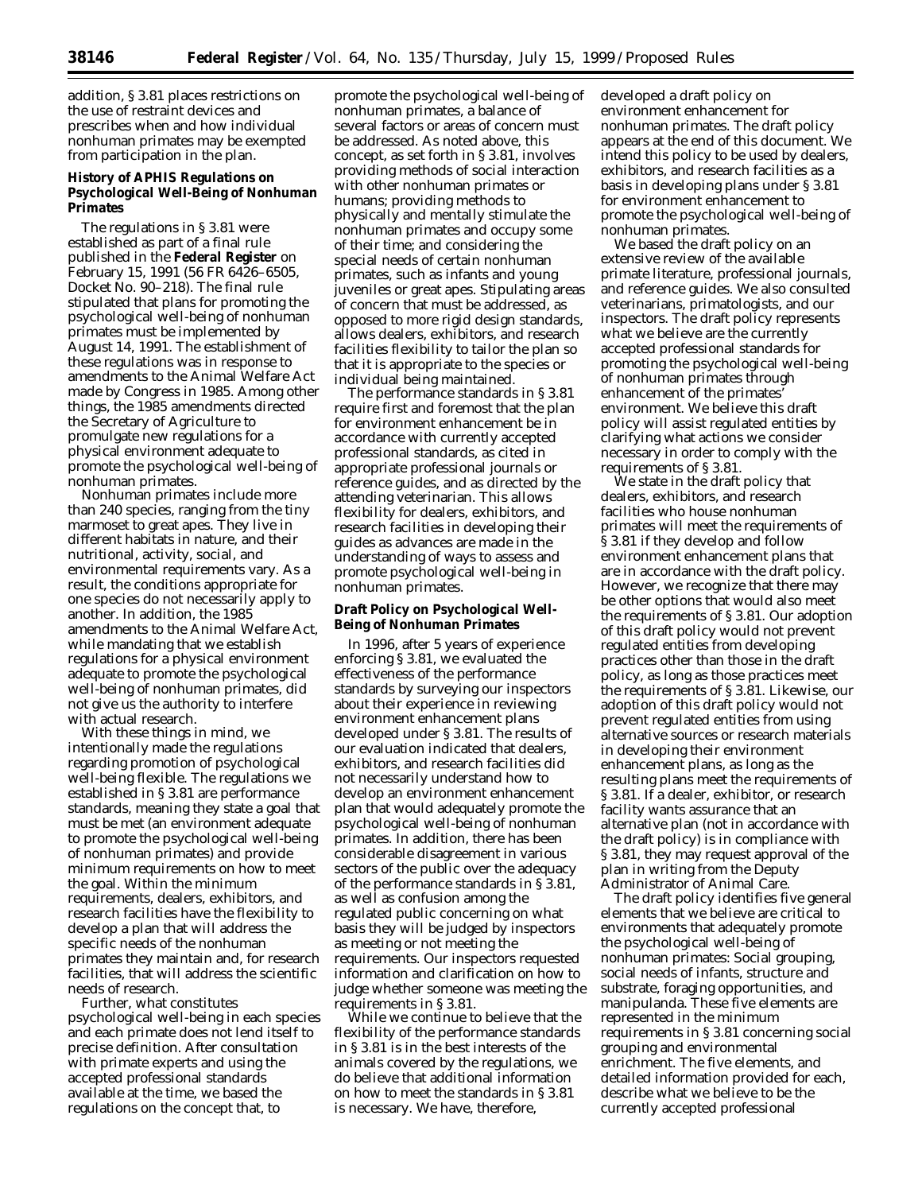addition, § 3.81 places restrictions on the use of restraint devices and prescribes when and how individual nonhuman primates may be exempted from participation in the plan.

**History of APHIS Regulations on Psychological Well-Being of Nonhuman Primates**

The regulations in § 3.81 were established as part of a final rule published in the **Federal Register** on February 15, 1991 (56 FR 6426–6505, Docket No. 90–218). The final rule stipulated that plans for promoting the psychological well-being of nonhuman primates must be implemented by August 14, 1991. The establishment of these regulations was in response to amendments to the Animal Welfare Act made by Congress in 1985. Among other things, the 1985 amendments directed the Secretary of Agriculture to promulgate new regulations for a physical environment adequate to promote the psychological well-being of nonhuman primates.

Nonhuman primates include more than 240 species, ranging from the tiny marmoset to great apes. They live in different habitats in nature, and their nutritional, activity, social, and environmental requirements vary. As a result, the conditions appropriate for one species do not necessarily apply to another. In addition, the 1985 amendments to the Animal Welfare Act, while mandating that we establish regulations for a physical environment adequate to promote the psychological well-being of nonhuman primates, did not give us the authority to interfere with actual research.

With these things in mind, we intentionally made the regulations regarding promotion of psychological well-being flexible. The regulations we established in § 3.81 are performance standards, meaning they state a goal that must be met (an environment adequate to promote the psychological well-being of nonhuman primates) and provide minimum requirements on how to meet the goal. Within the minimum requirements, dealers, exhibitors, and research facilities have the flexibility to develop a plan that will address the specific needs of the nonhuman primates they maintain and, for research facilities, that will address the scientific needs of research.

Further, what constitutes psychological well-being in each species and each primate does not lend itself to precise definition. After consultation with primate experts and using the accepted professional standards available at the time, we based the regulations on the concept that, to promote the psychological well-being of nonhuman primates, a balance of several factors or areas of concern must be addressed. As noted above, this concept, as set forth in § 3.81, involves providing methods of social interaction with other nonhuman primates or humans; providing methods to physically and mentally stimulate the nonhuman primates and occupy some of their time; and considering the special needs of certain nonhuman primates, such as infants and young juveniles or great apes. Stipulating areas of concern that must be addressed, as opposed to more rigid design standards, allows dealers, exhibitors, and research facilities flexibility to tailor the plan so that it is appropriate to the species or individual being maintained.

The performance standards in § 3.81 require first and foremost that the plan for environment enhancement be in accordance with currently accepted professional standards, as cited in appropriate professional journals or reference guides, and as directed by the attending veterinarian. This allows flexibility for dealers, exhibitors, and research facilities in developing their guides as advances are made in the understanding of ways to assess and promote psychological well-being in nonhuman primates.

**Draft Policy on Psychological Well-Being of Nonhuman Primates**

In 1996, after 5 years of experience enforcing § 3.81, we evaluated the effectiveness of the performance standards by surveying our inspectors about their experience in reviewing environment enhancement plans developed under § 3.81. The results of our evaluation indicated that dealers, exhibitors, and research facilities did not necessarily understand how to develop an environment enhancement plan that would adequately promote the psychological well-being of nonhuman primates. In addition, there has been considerable disagreement in various sectors of the public over the adequacy of the performance standards in § 3.81, as well as confusion among the regulated public concerning on what basis they will be judged by inspectors as meeting or not meeting the requirements. Our inspectors requested information and clarification on how to judge whether someone was meeting the requirements in § 3.81.

While we continue to believe that the flexibility of the performance standards in § 3.81 is in the best interests of the animals covered by the regulations, we do believe that additional information on how to meet the standards in § 3.81 is necessary. We have, therefore, developed a draft policy on environment enhancement for nonhuman primates. The draft policy appears at the end of this document. We intend this policy to be used by dealers, exhibitors, and research facilities as a basis in developing plans under § 3.81 for environment enhancement to promote the psychological well-being of nonhuman primates.

We based the draft policy on an extensive review of the available primate literature, professional journals, and reference guides. We also consulted veterinarians, primatologists, and our inspectors. The draft policy represents what we believe are the currently accepted professional standards for promoting the psychological well-being of nonhuman primates through enhancement of the primates' environment. We believe this draft policy will assist regulated entities by clarifying what actions we consider necessary in order to comply with the requirements of § 3.81.

We state in the draft policy that dealers, exhibitors, and research facilities who house nonhuman primates will meet the requirements of § 3.81 if they develop and follow environment enhancement plans that are in accordance with the draft policy. However, we recognize that there may be other options that would also meet the requirements of § 3.81. Our adoption of this draft policy would not prevent regulated entities from developing practices other than those in the draft policy, as long as those practices meet the requirements of § 3.81. Likewise, our adoption of this draft policy would not prevent regulated entities from using alternative sources or research materials in developing their environment enhancement plans, as long as the resulting plans meet the requirements of § 3.81. If a dealer, exhibitor, or research facility wants assurance that an alternative plan (not in accordance with the draft policy) is in compliance with § 3.81, they may request approval of the plan in writing from the Deputy Administrator of Animal Care.

The draft policy identifies five general elements that we believe are critical to environments that adequately promote the psychological well-being of nonhuman primates: Social grouping, social needs of infants, structure and substrate, foraging opportunities, and manipulanda. These five elements are represented in the minimum requirements in § 3.81 concerning social grouping and environmental enrichment. The five elements, and detailed information provided for each, describe what we believe to be the currently accepted professional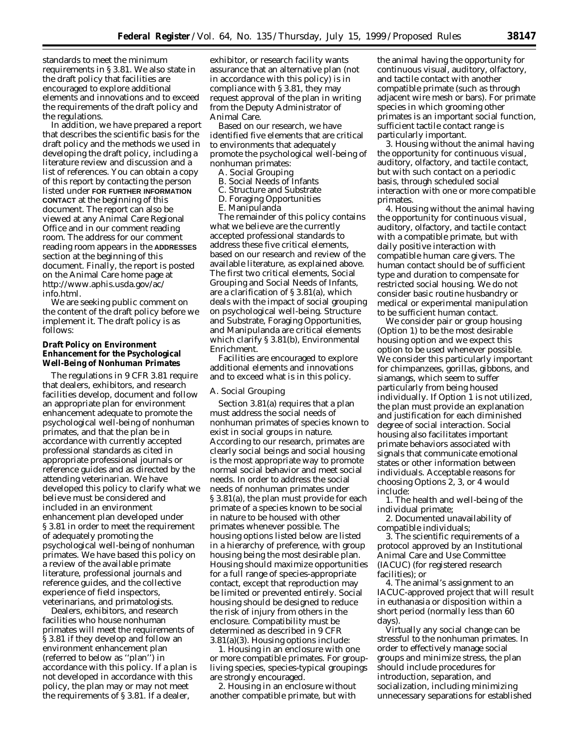standards to meet the minimum requirements in § 3.81. We also state in the draft policy that facilities are encouraged to explore additional elements and innovations and to exceed the requirements of the draft policy and the regulations.

In addition, we have prepared a report that describes the scientific basis for the draft policy and the methods we used in developing the draft policy, including a literature review and discussion and a list of references. You can obtain a copy of this report by contacting the person listed under **FOR FURTHER INFORMATION CONTACT** at the beginning of this document. The report can also be viewed at any Animal Care Regional Office and in our comment reading room. The address for our comment reading room appears in the **ADDRESSES** section at the beginning of this document. Finally, the report is posted on the Animal Care home page at http://www.aphis.usda.gov/ac/info.html.

We are seeking public comment on the content of the draft policy before we implement it. The draft policy is as follows:

**Draft Policy on Environment Enhancement for the Psychological Well-Being of Nonhuman Primates**

The regulations in 9 CFR 3.81 require that dealers, exhibitors, and research facilities develop, document and follow an appropriate plan for environment enhancement adequate to promote the psychological well-being of nonhuman primates, and that the plan be in accordance with currently accepted professional standards as cited in appropriate professional journals or reference guides and as directed by the attending veterinarian. We have developed this policy to clarify what we believe must be considered and included in an environment enhancement plan developed under § 3.81 in order to meet the requirement of adequately promoting the psychological well-being of nonhuman primates. We have based this policy on a review of the available primate literature, professional journals and reference guides, and the collective experience of field inspectors, veterinarians, and primatologists.

Dealers, exhibitors, and research facilities who house nonhuman primates will meet the requirements of § 3.81 if they develop and follow an environment enhancement plan (referred to below as "plan") in accordance with this policy. If a plan is not developed in accordance with this policy, the plan may or may not meet the requirements of § 3.81. If a dealer, exhibitor, or research facility wants assurance that an alternative plan (not in accordance with this policy) is in compliance with § 3.81, they may request approval of the plan in writing from the Deputy Administrator of Animal Care.

Based on our research, we have identified five elements that are critical to environments that adequately promote the psychological well-being of nonhuman primates:

A. Social Grouping
B. Social Needs of Infants
C. Structure and Substrate
D. Foraging Opportunities
E. Manipulanda

The remainder of this policy contains what we believe are the currently accepted professional standards to address these five critical elements, based on our research and review of the available literature, as explained above. The first two critical elements, Social Grouping and Social Needs of Infants, are a clarification of § 3.81(a), which deals with the impact of social grouping on psychological well-being. Structure and Substrate, Foraging Opportunities, and Manipulanda are critical elements which clarify § 3.81(b), Environmental Enrichment.

Facilities are encouraged to explore additional elements and innovations and to exceed what is in this policy.

*A. Social Grouping*

Section 3.81(a) requires that a plan must address the social needs of nonhuman primates of species known to exist in social groups in nature. According to our research, primates are clearly social beings and social housing is the most appropriate way to promote normal social behavior and meet social needs. In order to address the social needs of nonhuman primates under § 3.81(a), the plan must provide for each primate of a species known to be social in nature to be housed with other primates whenever possible. The housing options listed below are listed in a hierarchy of preference, with group housing being the most desirable plan. Housing should maximize opportunities for a full range of species-appropriate contact, except that reproduction may be limited or prevented entirely. Social housing should be designed to reduce the risk of injury from others in the enclosure. Compatibility must be determined as described in 9 CFR 3.81(a)(3). Housing options include:

1. Housing in an enclosure with one or more compatible primates. For group-living species, species-typical groupings are strongly encouraged.

2. Housing in an enclosure without another compatible primate, but with the animal having the opportunity for continuous visual, auditory, olfactory, and tactile contact with another compatible primate (such as through adjacent wire mesh or bars). For primate species in which grooming other primates is an important social function, sufficient tactile contact range is particularly important.

3. Housing without the animal having the opportunity for continuous visual, auditory, olfactory, and tactile contact, but with such contact on a periodic basis, through scheduled social interaction with one or more compatible primates.

4. Housing without the animal having the opportunity for continuous visual, auditory, olfactory, and tactile contact with a compatible primate, but with daily positive interaction with compatible human care givers. The human contact should be of sufficient type and duration to compensate for restricted social housing. We do not consider basic routine husbandry or medical or experimental manipulation to be sufficient human contact.

We consider pair or group housing (Option 1) to be the most desirable housing option and we expect this option to be used whenever possible. We consider this particularly important for chimpanzees, gorillas, gibbons, and siamangs, which seem to suffer particularly from being housed individually. If Option 1 is not utilized, the plan must provide an explanation and justification for each diminished degree of social interaction. Social housing also facilitates important primate behaviors associated with signals that communicate emotional states or other information between individuals. Acceptable reasons for choosing Options 2, 3, or 4 would include:

1. The health and well-being of the individual primate;

2. Documented unavailability of compatible individuals;

3. The scientific requirements of a protocol approved by an Institutional Animal Care and Use Committee (IACUC) (for registered research facilities); or

4. The animal's assignment to an IACUC-approved project that will result in euthanasia or disposition within a short period (normally less than 60 days).

Virtually any social change can be stressful to the nonhuman primates. In order to effectively manage social groups and minimize stress, the plan should include procedures for introduction, separation, and socialization, including minimizing unnecessary separations for established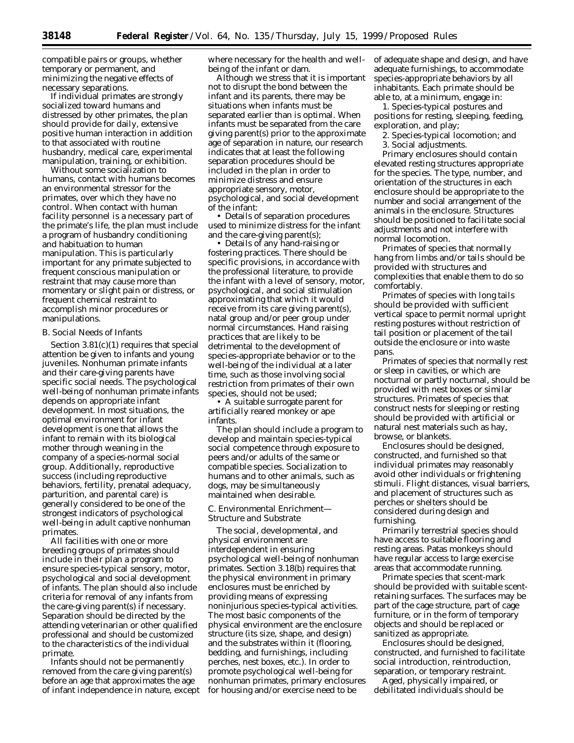compatible pairs or groups, whether temporary or permanent, and minimizing the negative effects of necessary separations.

If individual primates are strongly socialized toward humans and distressed by other primates, the plan should provide for daily, extensive positive human interaction in addition to that associated with routine husbandry, medical care, experimental manipulation, training, or exhibition.

Without some socialization to humans, contact with humans becomes an environmental stressor for the primates, over which they have no control. When contact with human facility personnel is a necessary part of the primate's life, the plan must include a program of husbandry conditioning and habituation to human manipulation. This is particularly important for any primate subjected to frequent conscious manipulation or restraint that may cause more than momentary or slight pain or distress, or frequent chemical restraint to accomplish minor procedures or manipulations.

### B. Social Needs of Infants

Section 3.81(c)(1) requires that special attention be given to infants and young juveniles. Nonhuman primate infants and their care-giving parents have specific social needs. The psychological well-being of nonhuman primate infants depends on appropriate infant development. In most situations, the optimal environment for infant development is one that allows the infant to remain with its biological mother through weaning in the company of a species-normal social group. Additionally, reproductive success (including reproductive behaviors, fertility, prenatal adequacy, parturition, and parental care) is generally considered to be one of the strongest indicators of psychological well-being in adult captive nonhuman primates.

All facilities with one or more breeding groups of primates should include in their plan a program to ensure species-typical sensory, motor, psychological and social development of infants. The plan should also include criteria for removal of any infants from the care-giving parent(s) if necessary. Separation should be directed by the attending veterinarian or other qualified professional and should be customized to the characteristics of the individual primate.

Infants should not be permanently removed from the care giving parent(s) before an age that approximates the age of infant independence in nature, except where necessary for the health and well-being of the infant or dam.

Although we stress that it is important not to disrupt the bond between the infant and its parents, there may be situations when infants must be separated earlier than is optimal. When infants must be separated from the care giving parent(s) prior to the approximate age of separation in nature, our research indicates that at least the following separation procedures should be included in the plan in order to minimize distress and ensure appropriate sensory, motor, psychological, and social development of the infant:

- Details of separation procedures used to minimize distress for the infant and the care-giving parent(s);
- Details of any hand-raising or fostering practices. There should be specific provisions, in accordance with the professional literature, to provide the infant with a level of sensory, motor, psychological, and social stimulation approximating that which it would receive from its care giving parent(s), natal group and/or peer group under normal circumstances. Hand raising practices that are likely to be detrimental to the development of species-appropriate behavior or to the well-being of the individual at a later time, such as those involving social restriction from primates of their own species, should not be used;
- A suitable surrogate parent for artificially reared monkey or ape infants.

The plan should include a program to develop and maintain species-typical social competence through exposure to peers and/or adults of the same or compatible species. Socialization to humans and to other animals, such as dogs, may be simultaneously maintained when desirable.

### C. Environmental Enrichment—Structure and Substrate

The social, developmental, and physical environment are interdependent in ensuring psychological well-being of nonhuman primates. Section 3.18(b) requires that the physical environment in primary enclosures must be enriched by providing means of expressing noninjurious species-typical activities. The most basic components of the physical environment are the enclosure structure (its size, shape, and design) and the substrates within it (flooring, bedding, and furnishings, including perches, nest boxes, etc.). In order to promote psychological well-being for nonhuman primates, primary enclosures for housing and/or exercise need to be of adequate shape and design, and have adequate furnishings, to accommodate species-appropriate behaviors by all inhabitants. Each primate should be able to, at a minimum, engage in:

1. Species-typical postures and positions for resting, sleeping, feeding, exploration, and play;
2. Species-typical locomotion; and
3. Social adjustments.

Primary enclosures should contain elevated resting structures appropriate for the species. The type, number, and orientation of the structures in each enclosure should be appropriate to the number and social arrangement of the animals in the enclosure. Structures should be positioned to facilitate social adjustments and not interfere with normal locomotion.

Primates of species that normally hang from limbs and/or tails should be provided with structures and complexities that enable them to do so comfortably.

Primates of species with long tails should be provided with sufficient vertical space to permit normal upright resting postures without restriction of tail position or placement of the tail outside the enclosure or into waste pans.

Primates of species that normally rest or sleep in cavities, or which are nocturnal or partly nocturnal, should be provided with nest boxes or similar structures. Primates of species that construct nests for sleeping or resting should be provided with artificial or natural nest materials such as hay, browse, or blankets.

Enclosures should be designed, constructed, and furnished so that individual primates may reasonably avoid other individuals or frightening stimuli. Flight distances, visual barriers, and placement of structures such as perches or shelters should be considered during design and furnishing.

Primarily terrestrial species should have access to suitable flooring and resting areas. Patas monkeys should have regular access to large exercise areas that accommodate running.

Primate species that scent-mark should be provided with suitable scent-retaining surfaces. The surfaces may be part of the cage structure, part of cage furniture, or in the form of temporary objects and should be replaced or sanitized as appropriate.

Enclosures should be designed, constructed, and furnished to facilitate social introduction, reintroduction, separation, or temporary restraint.

Aged, physically impaired, or debilitated individuals should be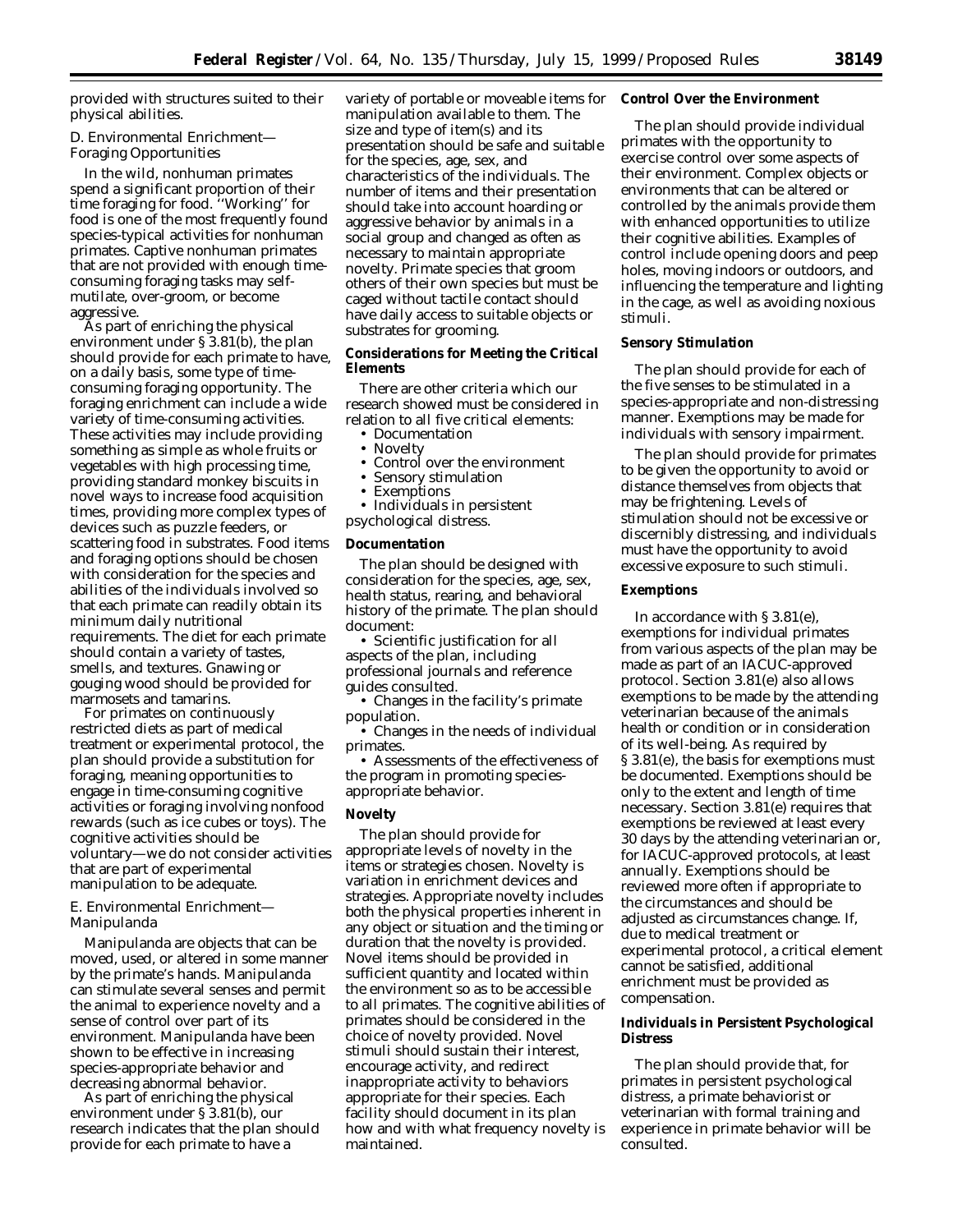provided with structures suited to their physical abilities.

D. Environmental Enrichment—Foraging Opportunities

In the wild, nonhuman primates spend a significant proportion of their time foraging for food. ''Working'' for food is one of the most frequently found species-typical activities for nonhuman primates. Captive nonhuman primates that are not provided with enough time-consuming foraging tasks may self-mutilate, over-groom, or become aggressive.

As part of enriching the physical environment under § 3.81(b), the plan should provide for each primate to have, on a daily basis, some type of time-consuming foraging opportunity. The foraging enrichment can include a wide variety of time-consuming activities. These activities may include providing something as simple as whole fruits or vegetables with high processing time, providing standard monkey biscuits in novel ways to increase food acquisition times, providing more complex types of devices such as puzzle feeders, or scattering food in substrates. Food items and foraging options should be chosen with consideration for the species and abilities of the individuals involved so that each primate can readily obtain its minimum daily nutritional requirements. The diet for each primate should contain a variety of tastes, smells, and textures. Gnawing or gouging wood should be provided for marmosets and tamarins.

For primates on continuously restricted diets as part of medical treatment or experimental protocol, the plan should provide a substitution for foraging, meaning opportunities to engage in time-consuming cognitive activities or foraging involving nonfood rewards (such as ice cubes or toys). The cognitive activities should be voluntary—we do not consider activities that are part of experimental manipulation to be adequate.

E. Environmental Enrichment—Manipulanda

Manipulanda are objects that can be moved, used, or altered in some manner by the primate's hands. Manipulanda can stimulate several senses and permit the animal to experience novelty and a sense of control over part of its environment. Manipulanda have been shown to be effective in increasing species-appropriate behavior and decreasing abnormal behavior.

As part of enriching the physical environment under § 3.81(b), our research indicates that the plan should provide for each primate to have a variety of portable or moveable items for manipulation available to them. The size and type of item(s) and its presentation should be safe and suitable for the species, age, sex, and characteristics of the individuals. The number of items and their presentation should take into account hoarding or aggressive behavior by animals in a social group and changed as often as necessary to maintain appropriate novelty. Primate species that groom others of their own species but must be caged without tactile contact should have daily access to suitable objects or substrates for grooming.

**Considerations for Meeting the Critical Elements**

There are other criteria which our research showed must be considered in relation to all five critical elements:

- Documentation
- Novelty
- Control over the environment
- Sensory stimulation
- Exemptions
- Individuals in persistent psychological distress.

**Documentation**

The plan should be designed with consideration for the species, age, sex, health status, rearing, and behavioral history of the primate. The plan should document:

- Scientific justification for all aspects of the plan, including professional journals and reference guides consulted.
- Changes in the facility's primate population.
- Changes in the needs of individual primates.
- Assessments of the effectiveness of the program in promoting species-appropriate behavior.

**Novelty**

The plan should provide for appropriate levels of novelty in the items or strategies chosen. Novelty is variation in enrichment devices and strategies. Appropriate novelty includes both the physical properties inherent in any object or situation and the timing or duration that the novelty is provided. Novel items should be provided in sufficient quantity and located within the environment so as to be accessible to all primates. The cognitive abilities of primates should be considered in the choice of novelty provided. Novel stimuli should sustain their interest, encourage activity, and redirect inappropriate activity to behaviors appropriate for their species. Each facility should document in its plan how and with what frequency novelty is maintained.

**Control Over the Environment**

The plan should provide individual primates with the opportunity to exercise control over some aspects of their environment. Complex objects or environments that can be altered or controlled by the animals provide them with enhanced opportunities to utilize their cognitive abilities. Examples of control include opening doors and peep holes, moving indoors or outdoors, and influencing the temperature and lighting in the cage, as well as avoiding noxious stimuli.

**Sensory Stimulation**

The plan should provide for each of the five senses to be stimulated in a species-appropriate and non-distressing manner. Exemptions may be made for individuals with sensory impairment.

The plan should provide for primates to be given the opportunity to avoid or distance themselves from objects that may be frightening. Levels of stimulation should not be excessive or discernibly distressing, and individuals must have the opportunity to avoid excessive exposure to such stimuli.

**Exemptions**

In accordance with § 3.81(e), exemptions for individual primates from various aspects of the plan may be made as part of an IACUC-approved protocol. Section 3.81(e) also allows exemptions to be made by the attending veterinarian because of the animals health or condition or in consideration of its well-being. As required by § 3.81(e), the basis for exemptions must be documented. Exemptions should be only to the extent and length of time necessary. Section 3.81(e) requires that exemptions be reviewed at least every 30 days by the attending veterinarian or, for IACUC-approved protocols, at least annually. Exemptions should be reviewed more often if appropriate to the circumstances and should be adjusted as circumstances change. If, due to medical treatment or experimental protocol, a critical element cannot be satisfied, additional enrichment must be provided as compensation.

**Individuals in Persistent Psychological Distress**

The plan should provide that, for primates in persistent psychological distress, a primate behaviorist or veterinarian with formal training and experience in primate behavior will be consulted.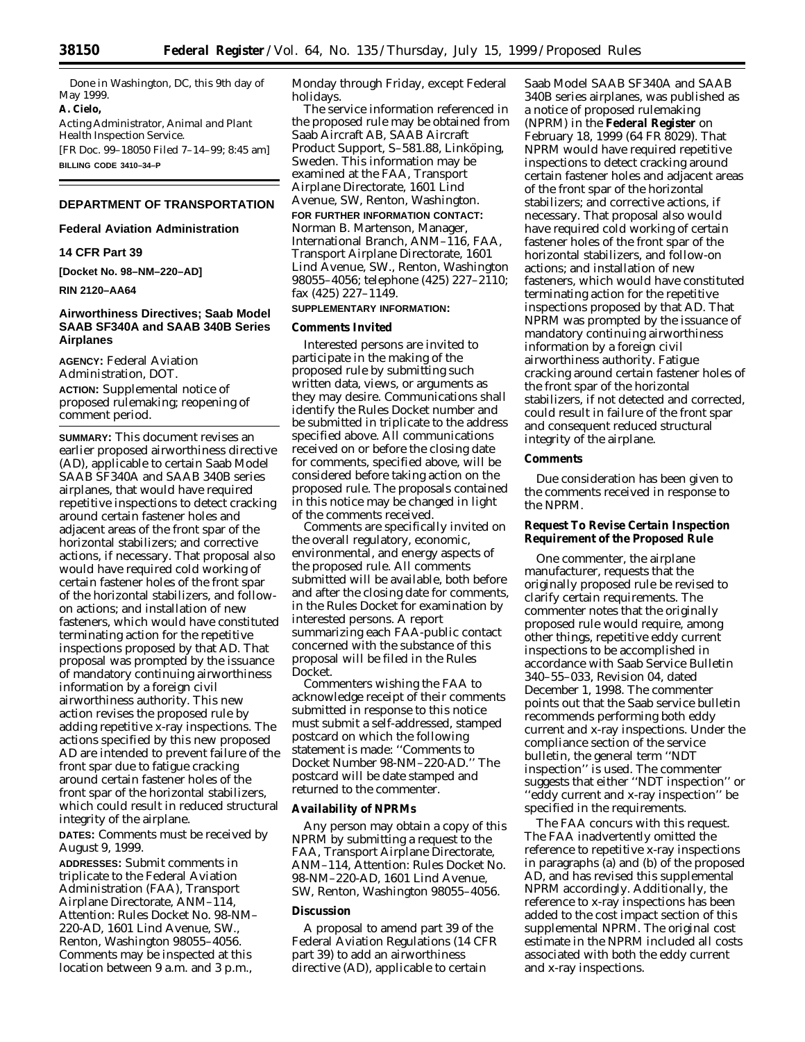Done in Washington, DC, this 9th day of May 1999.

**A. Cielo,**

*Acting Administrator, Animal and Plant Health Inspection Service.*

[FR Doc. 99–18050 Filed 7–14–99; 8:45 am]

**BILLING CODE 3410–34–P**

## DEPARTMENT OF TRANSPORTATION

### Federal Aviation Administration

### 14 CFR Part 39

**[Docket No. 98–NM–220–AD]**

**RIN 2120–AA64**

### Airworthiness Directives; Saab Model SAAB SF340A and SAAB 340B Series Airplanes

**AGENCY:** Federal Aviation Administration, DOT.

**ACTION:** Supplemental notice of proposed rulemaking; reopening of comment period.

**SUMMARY:** This document revises an earlier proposed airworthiness directive (AD), applicable to certain Saab Model SAAB SF340A and SAAB 340B series airplanes, that would have required repetitive inspections to detect cracking around certain fastener holes and adjacent areas of the front spar of the horizontal stabilizers; and corrective actions, if necessary. That proposal also would have required cold working of certain fastener holes of the front spar of the horizontal stabilizers, and follow-on actions; and installation of new fasteners, which would have constituted terminating action for the repetitive inspections proposed by that AD. That proposal was prompted by the issuance of mandatory continuing airworthiness information by a foreign civil airworthiness authority. This new action revises the proposed rule by adding repetitive x-ray inspections. The actions specified by this new proposed AD are intended to prevent failure of the front spar due to fatigue cracking around certain fastener holes of the front spar of the horizontal stabilizers, which could result in reduced structural integrity of the airplane.

**DATES:** Comments must be received by August 9, 1999.

**ADDRESSES:** Submit comments in triplicate to the Federal Aviation Administration (FAA), Transport Airplane Directorate, ANM–114, Attention: Rules Docket No. 98-NM–220-AD, 1601 Lind Avenue, SW., Renton, Washington 98055–4056. Comments may be inspected at this location between 9 a.m. and 3 p.m., Monday through Friday, except Federal holidays.

The service information referenced in the proposed rule may be obtained from Saab Aircraft AB, SAAB Aircraft Product Support, S–581.88, Linköping, Sweden. This information may be examined at the FAA, Transport Airplane Directorate, 1601 Lind Avenue, SW, Renton, Washington.

**FOR FURTHER INFORMATION CONTACT:** Norman B. Martenson, Manager, International Branch, ANM–116, FAA, Transport Airplane Directorate, 1601 Lind Avenue, SW., Renton, Washington 98055–4056; telephone (425) 227–2110; fax (425) 227–1149.

**SUPPLEMENTARY INFORMATION:**

### Comments Invited

Interested persons are invited to participate in the making of the proposed rule by submitting such written data, views, or arguments as they may desire. Communications shall identify the Rules Docket number and be submitted in triplicate to the address specified above. All communications received on or before the closing date for comments, specified above, will be considered before taking action on the proposed rule. The proposals contained in this notice may be changed in light of the comments received.

Comments are specifically invited on the overall regulatory, economic, environmental, and energy aspects of the proposed rule. All comments submitted will be available, both before and after the closing date for comments, in the Rules Docket for examination by interested persons. A report summarizing each FAA-public contact concerned with the substance of this proposal will be filed in the Rules Docket.

Commenters wishing the FAA to acknowledge receipt of their comments submitted in response to this notice must submit a self-addressed, stamped postcard on which the following statement is made: ''Comments to Docket Number 98-NM–220-AD.'' The postcard will be date stamped and returned to the commenter.

### Availability of NPRMs

Any person may obtain a copy of this NPRM by submitting a request to the FAA, Transport Airplane Directorate, ANM–114, Attention: Rules Docket No. 98-NM–220-AD, 1601 Lind Avenue, SW, Renton, Washington 98055–4056.

### Discussion

A proposal to amend part 39 of the Federal Aviation Regulations (14 CFR part 39) to add an airworthiness directive (AD), applicable to certain Saab Model SAAB SF340A and SAAB 340B series airplanes, was published as a notice of proposed rulemaking (NPRM) in the **Federal Register** on February 18, 1999 (64 FR 8029). That NPRM would have required repetitive inspections to detect cracking around certain fastener holes and adjacent areas of the front spar of the horizontal stabilizers; and corrective actions, if necessary. That proposal also would have required cold working of certain fastener holes of the front spar of the horizontal stabilizers, and follow-on actions; and installation of new fasteners, which would have constituted terminating action for the repetitive inspections proposed by that AD. That NPRM was prompted by the issuance of mandatory continuing airworthiness information by a foreign civil airworthiness authority. Fatigue cracking around certain fastener holes of the front spar of the horizontal stabilizers, if not detected and corrected, could result in failure of the front spar and consequent reduced structural integrity of the airplane.

### Comments

Due consideration has been given to the comments received in response to the NPRM.

### Request To Revise Certain Inspection Requirement of the Proposed Rule

One commenter, the airplane manufacturer, requests that the originally proposed rule be revised to clarify certain requirements. The commenter notes that the originally proposed rule would require, among other things, repetitive eddy current inspections to be accomplished in accordance with Saab Service Bulletin 340–55–033, Revision 04, dated December 1, 1998. The commenter points out that the Saab service bulletin recommends performing both eddy current and x-ray inspections. Under the compliance section of the service bulletin, the general term ''NDT inspection'' is used. The commenter suggests that either ''NDT inspection'' or ''eddy current and x-ray inspection'' be specified in the requirements.

The FAA concurs with this request. The FAA inadvertently omitted the reference to repetitive x-ray inspections in paragraphs (a) and (b) of the proposed AD, and has revised this supplemental NPRM accordingly. Additionally, the reference to x-ray inspections has been added to the cost impact section of this supplemental NPRM. The original cost estimate in the NPRM included all costs associated with both the eddy current and x-ray inspections.